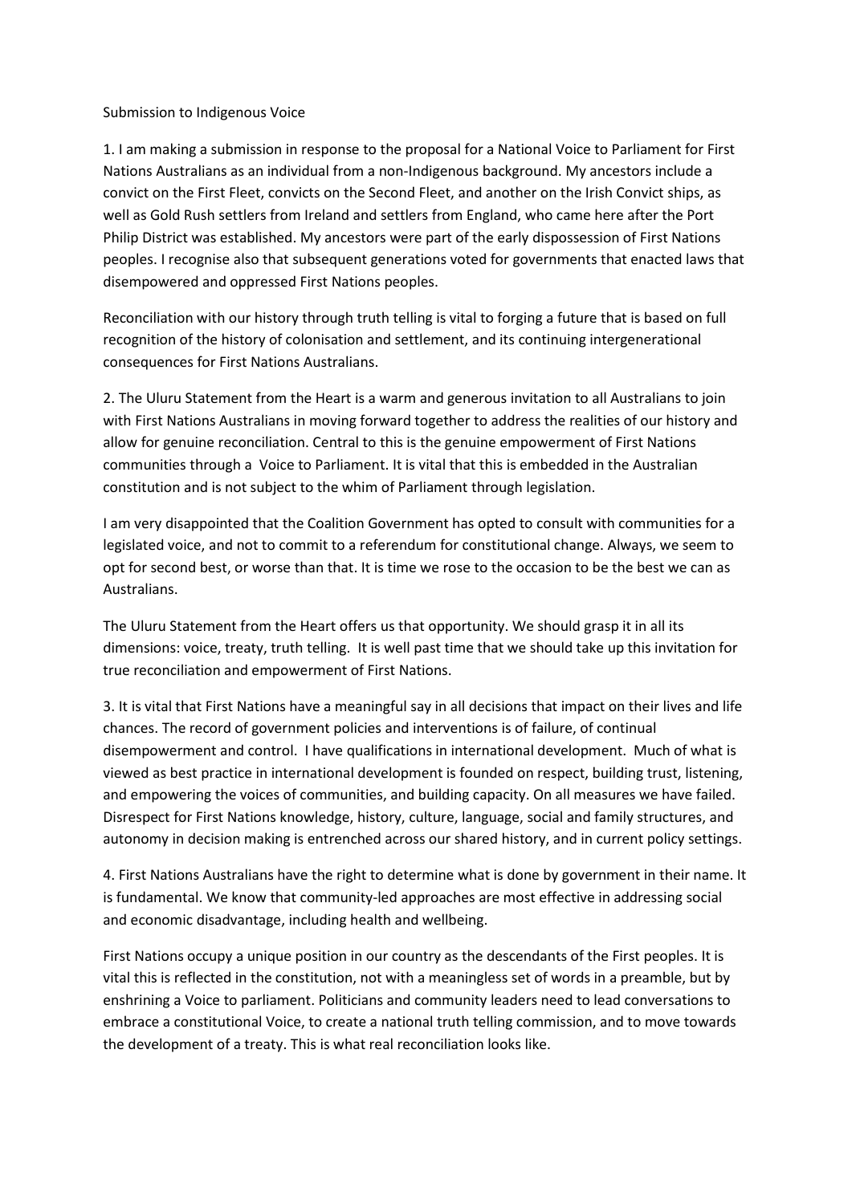Submission to Indigenous Voice

1. I am making a submission in response to the proposal for a National Voice to Parliament for First Nations Australians as an individual from a non-Indigenous background. My ancestors include a convict on the First Fleet, convicts on the Second Fleet, and another on the Irish Convict ships, as well as Gold Rush settlers from Ireland and settlers from England, who came here after the Port Philip District was established. My ancestors were part of the early dispossession of First Nations peoples. I recognise also that subsequent generations voted for governments that enacted laws that disempowered and oppressed First Nations peoples.

Reconciliation with our history through truth telling is vital to forging a future that is based on full recognition of the history of colonisation and settlement, and its continuing intergenerational consequences for First Nations Australians.

2. The Uluru Statement from the Heart is a warm and generous invitation to all Australians to join with First Nations Australians in moving forward together to address the realities of our history and allow for genuine reconciliation. Central to this is the genuine empowerment of First Nations communities through a Voice to Parliament. It is vital that this is embedded in the Australian constitution and is not subject to the whim of Parliament through legislation.

I am very disappointed that the Coalition Government has opted to consult with communities for a legislated voice, and not to commit to a referendum for constitutional change. Always, we seem to opt for second best, or worse than that. It is time we rose to the occasion to be the best we can as Australians.

The Uluru Statement from the Heart offers us that opportunity. We should grasp it in all its dimensions: voice, treaty, truth telling. It is well past time that we should take up this invitation for true reconciliation and empowerment of First Nations.

3. It is vital that First Nations have a meaningful say in all decisions that impact on their lives and life chances. The record of government policies and interventions is of failure, of continual disempowerment and control. I have qualifications in international development. Much of what is viewed as best practice in international development is founded on respect, building trust, listening, and empowering the voices of communities, and building capacity. On all measures we have failed. Disrespect for First Nations knowledge, history, culture, language, social and family structures, and autonomy in decision making is entrenched across our shared history, and in current policy settings.

4. First Nations Australians have the right to determine what is done by government in their name. It is fundamental. We know that community-led approaches are most effective in addressing social and economic disadvantage, including health and wellbeing.

First Nations occupy a unique position in our country as the descendants of the First peoples. It is vital this is reflected in the constitution, not with a meaningless set of words in a preamble, but by enshrining a Voice to parliament. Politicians and community leaders need to lead conversations to embrace a constitutional Voice, to create a national truth telling commission, and to move towards the development of a treaty. This is what real reconciliation looks like.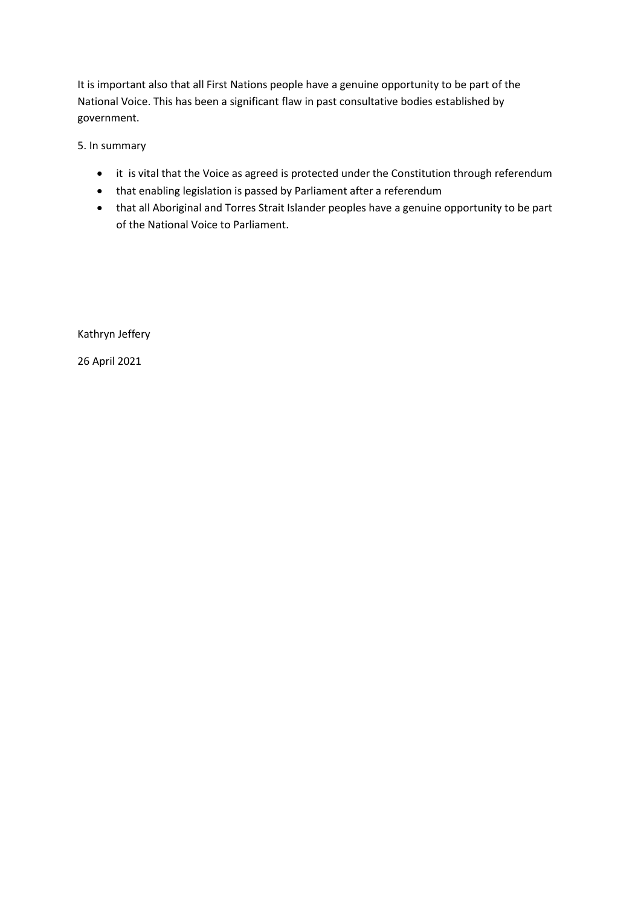It is important also that all First Nations people have a genuine opportunity to be part of the National Voice. This has been a significant flaw in past consultative bodies established by government.

5. In summary

- it is vital that the Voice as agreed is protected under the Constitution through referendum
- that enabling legislation is passed by Parliament after a referendum
- that all Aboriginal and Torres Strait Islander peoples have a genuine opportunity to be part of the National Voice to Parliament.

Kathryn Jeffery

26 April 2021